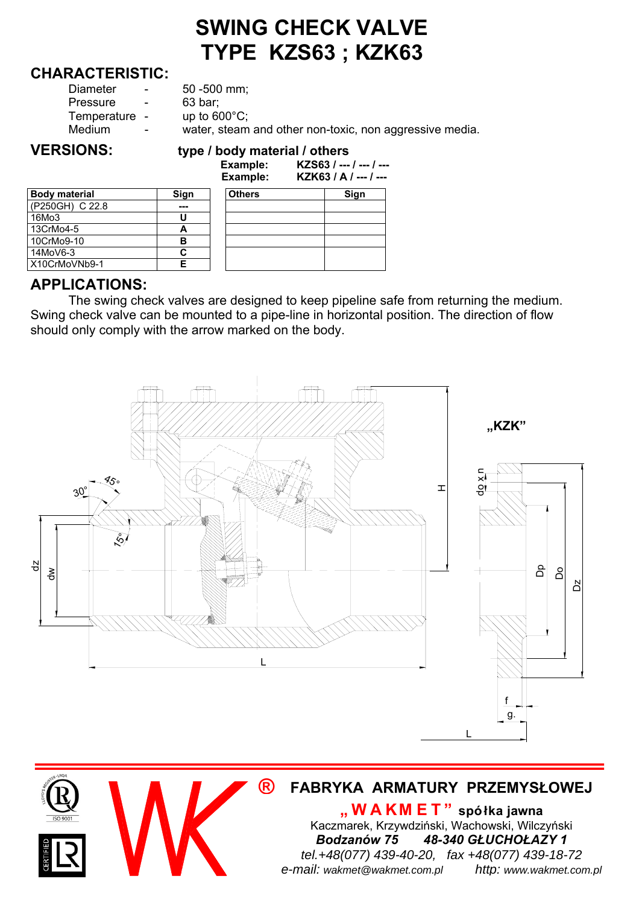# SWING CHECK VALVE
# TYPE KZS63 ; KZK63

## CHARACTERISTIC:

| | | |
|---|---|---|
| Diameter | - | 50 -500 mm; |
| Pressure | - | 63 bar; |
| Temperature | - | up to 600°C; |
| Medium | - | water, steam and other non-toxic, non aggressive media. |

## VERSIONS:

**type / body material / others**

**Example: KZS63 / --- / --- / ---**

**Example: KZK63 / A / --- / ---**

| Body material | Sign |
|---|---|
| (P250GH) C 22.8 | --- |
| 16Mo3 | U |
| 13CrMo4-5 | A |
| 10CrMo9-10 | B |
| 14MoV6-3 | C |
| X10CrMoVNb9-1 | E |

| Others | Sign |
|---|---|
| | |
| | |
| | |
| | |
| | |

## APPLICATIONS:

The swing check valves are designed to keep pipeline safe from returning the medium. Swing check valve can be mounted to a pipe-line in horizontal position. The direction of flow should only comply with the arrow marked on the body.

„KZK"

®

**FABRYKA ARMATURY PRZEMYSŁOWEJ**

**„ W A K M E T " spółka jawna**

Kaczmarek, Krzywdziński, Wachowski, Wilczyński

***Bodzanów 75 48-340 GŁUCHOŁAZY 1***

*tel.+48(077) 439-40-20, fax +48(077) 439-18-72*

*e-mail: wakmet@wakmet.com.pl http: www.wakmet.com.pl*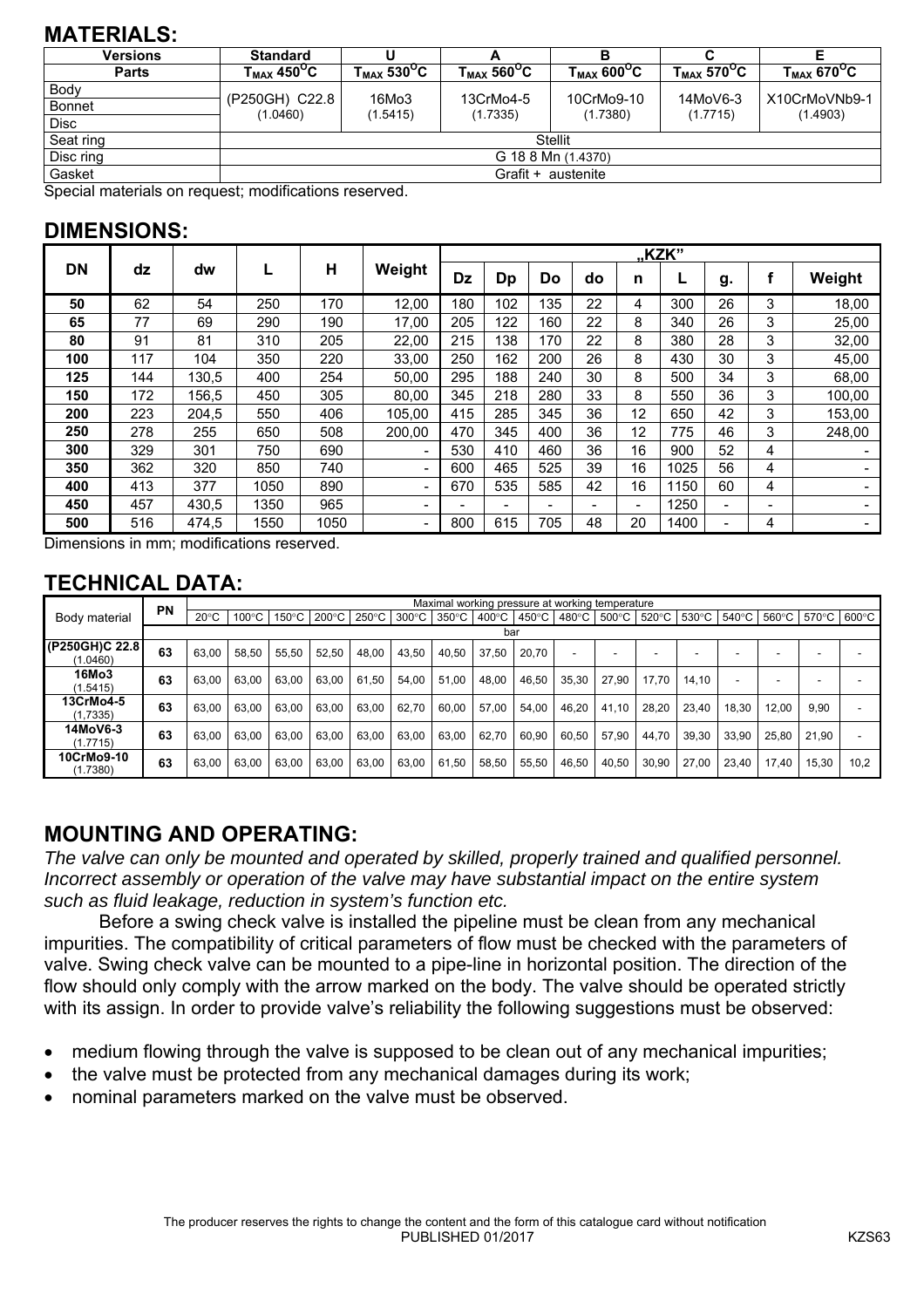## MATERIALS:

| Versions | Standard | U | A | B | C | E |
|---|---|---|---|---|---|---|
| Parts | $T_{MAX}$ 450$^O$C | $T_{MAX}$ 530$^O$C | $T_{MAX}$ 560$^O$C | $T_{MAX}$ 600$^O$C | $T_{MAX}$ 570$^O$C | $T_{MAX}$ 670$^O$C |
| Body<br>Bonnet<br>Disc | (P250GH) C22.8 (1.0460) | 16Mo3 (1.5415) | 13CrMo4-5 (1.7335) | 10CrMo9-10 (1.7380) | 14MoV6-3 (1.7715) | X10CrMoVNb9-1 (1.4903) |
| Seat ring | Stellit | | | | | |
| Disc ring | G 18 8 Mn (1.4370) | | | | | |
| Gasket | Grafit + austenite | | | | | |

Special materials on request; modifications reserved.

## DIMENSIONS:

| DN | dz | dw | L | H | Weight | „KZK" | | | | | | | | |
|---|---|---|---|---|---|---|---|---|---|---|---|---|---|---|
| | | | | | | Dz | Dp | Do | do | n | L | g. | f | Weight |
| 50 | 62 | 54 | 250 | 170 | 12,00 | 180 | 102 | 135 | 22 | 4 | 300 | 26 | 3 | 18,00 |
| 65 | 77 | 69 | 290 | 190 | 17,00 | 205 | 122 | 160 | 22 | 8 | 340 | 26 | 3 | 25,00 |
| 80 | 91 | 81 | 310 | 205 | 22,00 | 215 | 138 | 170 | 22 | 8 | 380 | 28 | 3 | 32,00 |
| 100 | 117 | 104 | 350 | 220 | 33,00 | 250 | 162 | 200 | 26 | 8 | 430 | 30 | 3 | 45,00 |
| 125 | 144 | 130,5 | 400 | 254 | 50,00 | 295 | 188 | 240 | 30 | 8 | 500 | 34 | 3 | 68,00 |
| 150 | 172 | 156,5 | 450 | 305 | 80,00 | 345 | 218 | 280 | 33 | 8 | 550 | 36 | 3 | 100,00 |
| 200 | 223 | 204,5 | 550 | 406 | 105,00 | 415 | 285 | 345 | 36 | 12 | 650 | 42 | 3 | 153,00 |
| 250 | 278 | 255 | 650 | 508 | 200,00 | 470 | 345 | 400 | 36 | 12 | 775 | 46 | 3 | 248,00 |
| 300 | 329 | 301 | 750 | 690 | - | 530 | 410 | 460 | 36 | 16 | 900 | 52 | 4 | - |
| 350 | 362 | 320 | 850 | 740 | - | 600 | 465 | 525 | 39 | 16 | 1025 | 56 | 4 | - |
| 400 | 413 | 377 | 1050 | 890 | - | 670 | 535 | 585 | 42 | 16 | 1150 | 60 | 4 | - |
| 450 | 457 | 430,5 | 1350 | 965 | - | - | - | - | - | - | 1250 | - | - | - |
| 500 | 516 | 474,5 | 1550 | 1050 | - | 800 | 615 | 705 | 48 | 20 | 1400 | - | 4 | - |

Dimensions in mm; modifications reserved.

## TECHNICAL DATA:

| Body material | PN | Maximal working pressure at working temperature | | | | | | | | | | | | | | | | |
|---|---|---|---|---|---|---|---|---|---|---|---|---|---|---|---|---|---|---|
| | | 20°C | 100°C | 150°C | 200°C | 250°C | 300°C | 350°C | 400°C | 450°C | 480°C | 500°C | 520°C | 530°C | 540°C | 560°C | 570°C | 600°C |
| | | bar | | | | | | | | | | | | | | | | |
| (P250GH)C 22.8 (1.0460) | 63 | 63,00 | 58,50 | 55,50 | 52,50 | 48,00 | 43,50 | 40,50 | 37,50 | 20,70 | - | - | - | - | - | - | - | - |
| 16Mo3 (1.5415) | 63 | 63,00 | 63,00 | 63,00 | 63,00 | 61,50 | 54,00 | 51,00 | 48,00 | 46,50 | 35,30 | 27,90 | 17,70 | 14,10 | - | - | - | - |
| 13CrMo4-5 (1,7335) | 63 | 63,00 | 63,00 | 63,00 | 63,00 | 63,00 | 62,70 | 60,00 | 57,00 | 54,00 | 46,20 | 41,10 | 28,20 | 23,40 | 18,30 | 12,00 | 9,90 | - |
| 14MoV6-3 (1.7715) | 63 | 63,00 | 63,00 | 63,00 | 63,00 | 63,00 | 63,00 | 63,00 | 62,70 | 60,90 | 60,50 | 57,90 | 44,70 | 39,30 | 33,90 | 25,80 | 21,90 | - |
| 10CrMo9-10 (1.7380) | 63 | 63,00 | 63,00 | 63,00 | 63,00 | 63,00 | 63,00 | 61,50 | 58,50 | 55,50 | 46,50 | 40,50 | 30,90 | 27,00 | 23,40 | 17,40 | 15,30 | 10,2 |

## MOUNTING AND OPERATING:

*The valve can only be mounted and operated by skilled, properly trained and qualified personnel. Incorrect assembly or operation of the valve may have substantial impact on the entire system such as fluid leakage, reduction in system's function etc.*

Before a swing check valve is installed the pipeline must be clean from any mechanical impurities. The compatibility of critical parameters of flow must be checked with the parameters of valve. Swing check valve can be mounted to a pipe-line in horizontal position. The direction of the flow should only comply with the arrow marked on the body. The valve should be operated strictly with its assign. In order to provide valve's reliability the following suggestions must be observed:

- medium flowing through the valve is supposed to be clean out of any mechanical impurities;
- the valve must be protected from any mechanical damages during its work;
- nominal parameters marked on the valve must be observed.

The producer reserves the rights to change the content and the form of this catalogue card without notification
PUBLISHED 01/2017

KZS63